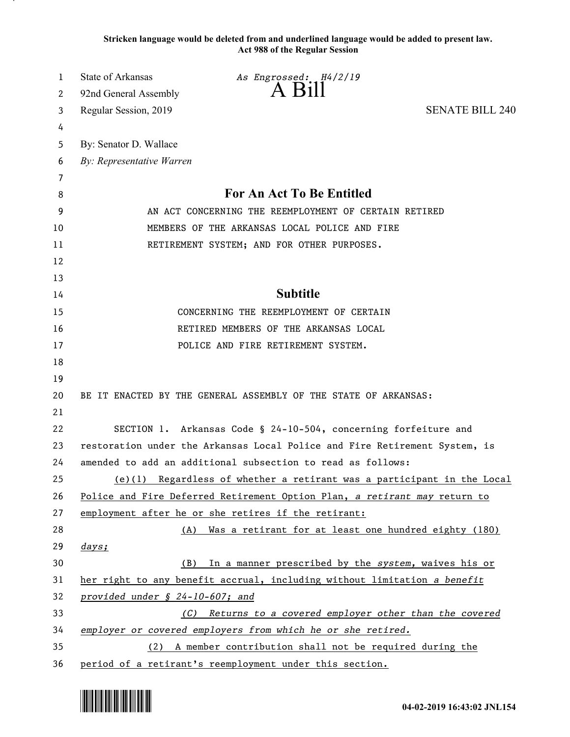**Stricken language would be deleted from and underlined language would be added to present law.**
**Act 988 of the Regular Session**

State of Arkansas *As Engrossed: H4/2/19*
92nd General Assembly **A Bill**
Regular Session, 2019 SENATE BILL 240

By: Senator D. Wallace
*By: Representative Warren*

## For An Act To Be Entitled

AN ACT CONCERNING THE REEMPLOYMENT OF CERTAIN RETIRED MEMBERS OF THE ARKANSAS LOCAL POLICE AND FIRE RETIREMENT SYSTEM; AND FOR OTHER PURPOSES.

## Subtitle

CONCERNING THE REEMPLOYMENT OF CERTAIN RETIRED MEMBERS OF THE ARKANSAS LOCAL POLICE AND FIRE RETIREMENT SYSTEM.

BE IT ENACTED BY THE GENERAL ASSEMBLY OF THE STATE OF ARKANSAS:

SECTION 1. Arkansas Code § 24-10-504, concerning forfeiture and restoration under the Arkansas Local Police and Fire Retirement System, is amended to add an additional subsection to read as follows:

(e)(1) Regardless of whether a retirant was a participant in the Local Police and Fire Deferred Retirement Option Plan, *a retirant may* return to employment after he or she retires if the retirant:

(A) Was a retirant for at least one hundred eighty (180) *days;*

(B) In a manner prescribed by the *system,* waives his or her right to any benefit accrual, including without limitation *a benefit provided under § 24-10-607; and*

*(C) Returns to a covered employer other than the covered employer or covered employers from which he or she retired.*

(2) A member contribution shall not be required during the period of a retirant's reemployment under this section.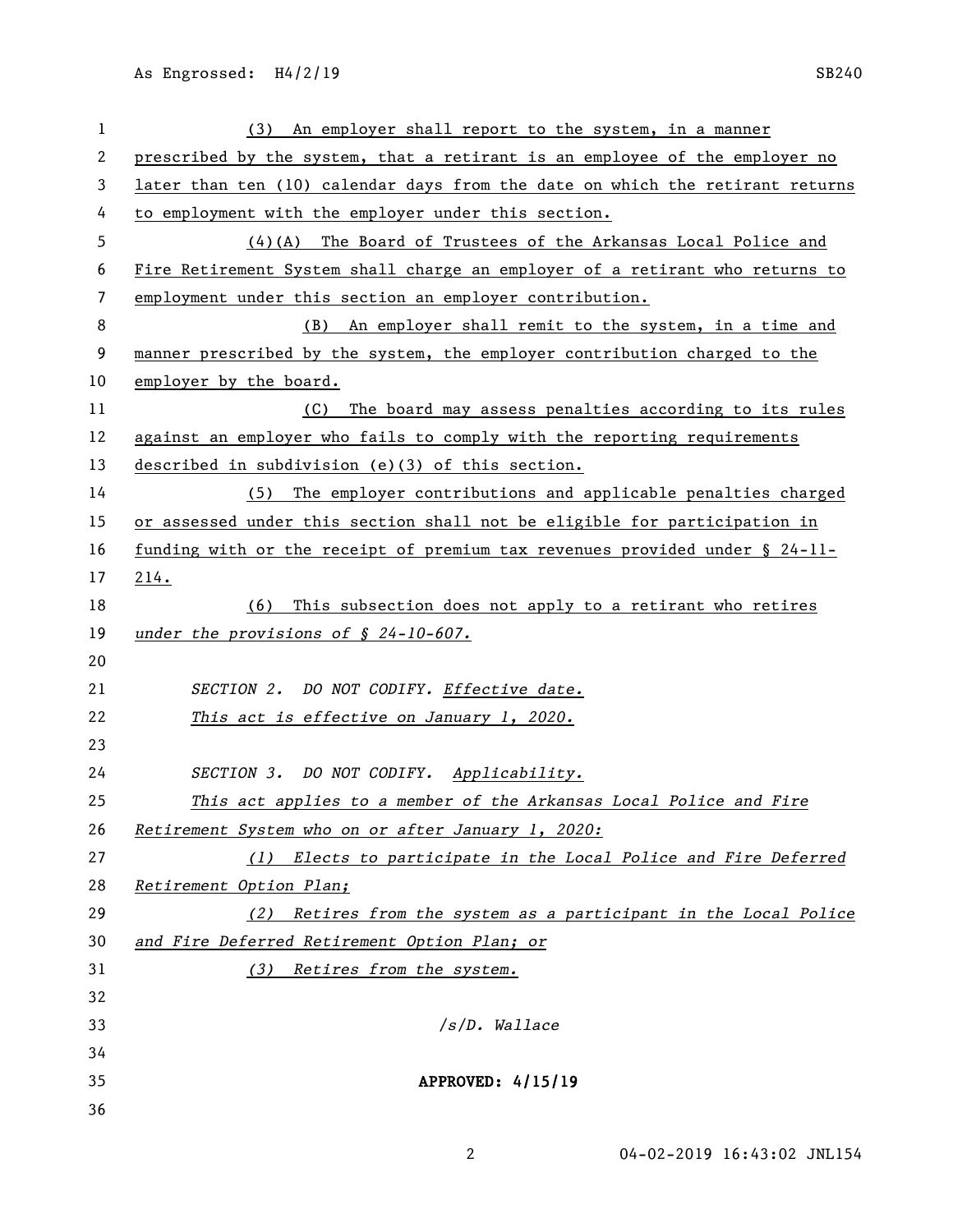(3) An employer shall report to the system, in a manner prescribed by the system, that a retirant is an employee of the employer no later than ten (10) calendar days from the date on which the retirant returns to employment with the employer under this section.

(4)(A) The Board of Trustees of the Arkansas Local Police and Fire Retirement System shall charge an employer of a retirant who returns to employment under this section an employer contribution.

(B) An employer shall remit to the system, in a time and manner prescribed by the system, the employer contribution charged to the employer by the board.

(C) The board may assess penalties according to its rules against an employer who fails to comply with the reporting requirements described in subdivision (e)(3) of this section.

(5) The employer contributions and applicable penalties charged or assessed under this section shall not be eligible for participation in funding with or the receipt of premium tax revenues provided under § 24-11-214.

(6) This subsection does not apply to a retirant who retires *under the provisions of § 24-10-607.*

*SECTION 2. DO NOT CODIFY. Effective date.*
*This act is effective on January 1, 2020.*

*SECTION 3. DO NOT CODIFY. Applicability.*
*This act applies to a member of the Arkansas Local Police and Fire Retirement System who on or after January 1, 2020:*

*(1) Elects to participate in the Local Police and Fire Deferred Retirement Option Plan;*

*(2) Retires from the system as a participant in the Local Police and Fire Deferred Retirement Option Plan; or*

*(3) Retires from the system.*

*/s/D. Wallace*

**APPROVED: 4/15/19**